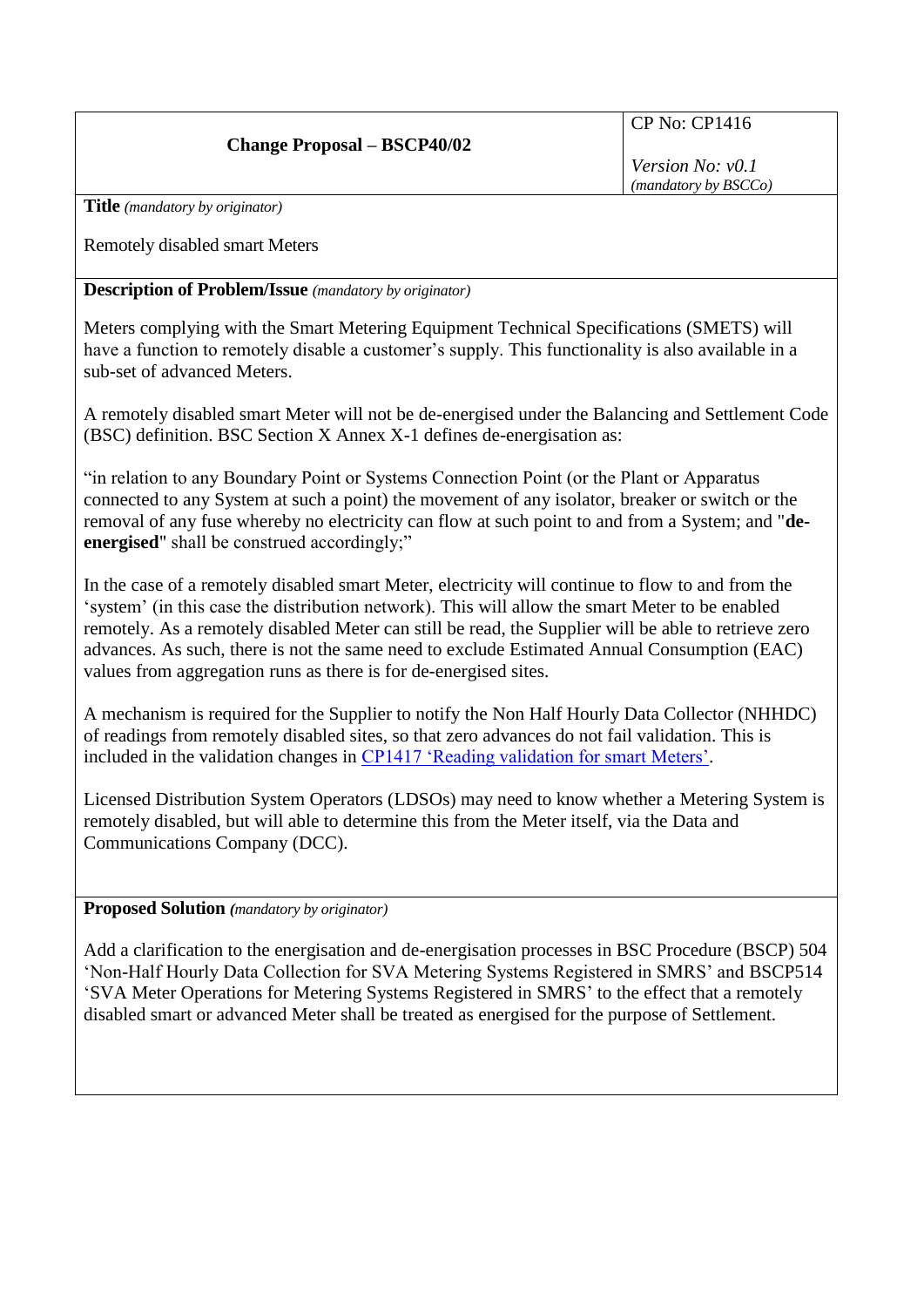| **Change Proposal – BSCP40/02** | CP No: CP1416<br><br>*Version No: v0.1*<br>*(mandatory by BSCCo)* |
|---|---|

**Title** *(mandatory by originator)*

Remotely disabled smart Meters

**Description of Problem/Issue** *(mandatory by originator)*

Meters complying with the Smart Metering Equipment Technical Specifications (SMETS) will have a function to remotely disable a customer's supply. This functionality is also available in a sub-set of advanced Meters.

A remotely disabled smart Meter will not be de-energised under the Balancing and Settlement Code (BSC) definition. BSC Section X Annex X-1 defines de-energisation as:

"in relation to any Boundary Point or Systems Connection Point (or the Plant or Apparatus connected to any System at such a point) the movement of any isolator, breaker or switch or the removal of any fuse whereby no electricity can flow at such point to and from a System; and "**de-energised**" shall be construed accordingly;"

In the case of a remotely disabled smart Meter, electricity will continue to flow to and from the 'system' (in this case the distribution network). This will allow the smart Meter to be enabled remotely. As a remotely disabled Meter can still be read, the Supplier will be able to retrieve zero advances. As such, there is not the same need to exclude Estimated Annual Consumption (EAC) values from aggregation runs as there is for de-energised sites.

A mechanism is required for the Supplier to notify the Non Half Hourly Data Collector (NHHDC) of readings from remotely disabled sites, so that zero advances do not fail validation. This is included in the validation changes in CP1417 'Reading validation for smart Meters'.

Licensed Distribution System Operators (LDSOs) may need to know whether a Metering System is remotely disabled, but will able to determine this from the Meter itself, via the Data and Communications Company (DCC).

**Proposed Solution** *(mandatory by originator)*

Add a clarification to the energisation and de-energisation processes in BSC Procedure (BSCP) 504 'Non-Half Hourly Data Collection for SVA Metering Systems Registered in SMRS' and BSCP514 'SVA Meter Operations for Metering Systems Registered in SMRS' to the effect that a remotely disabled smart or advanced Meter shall be treated as energised for the purpose of Settlement.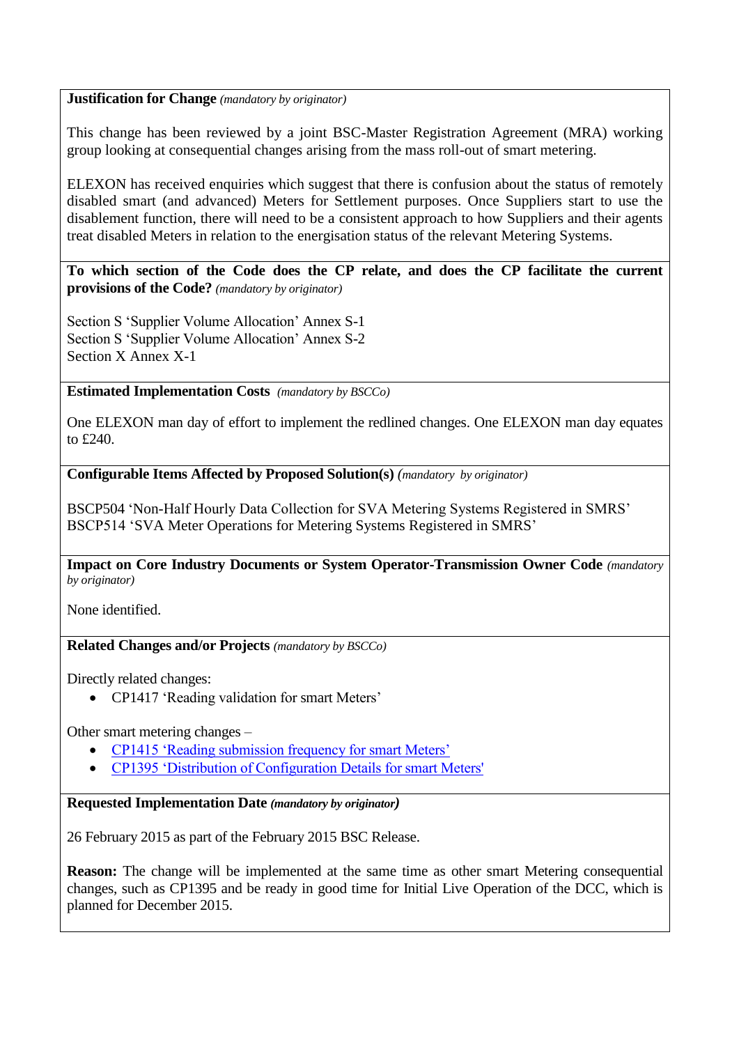**Justification for Change** *(mandatory by originator)*

This change has been reviewed by a joint BSC-Master Registration Agreement (MRA) working group looking at consequential changes arising from the mass roll-out of smart metering.

ELEXON has received enquiries which suggest that there is confusion about the status of remotely disabled smart (and advanced) Meters for Settlement purposes. Once Suppliers start to use the disablement function, there will need to be a consistent approach to how Suppliers and their agents treat disabled Meters in relation to the energisation status of the relevant Metering Systems.

**To which section of the Code does the CP relate, and does the CP facilitate the current provisions of the Code?** *(mandatory by originator)*

Section S 'Supplier Volume Allocation' Annex S-1
Section S 'Supplier Volume Allocation' Annex S-2
Section X Annex X-1

**Estimated Implementation Costs** *(mandatory by BSCCo)*

One ELEXON man day of effort to implement the redlined changes. One ELEXON man day equates to £240.

**Configurable Items Affected by Proposed Solution(s)** *(mandatory by originator)*

BSCP504 'Non-Half Hourly Data Collection for SVA Metering Systems Registered in SMRS'
BSCP514 'SVA Meter Operations for Metering Systems Registered in SMRS'

**Impact on Core Industry Documents or System Operator-Transmission Owner Code** *(mandatory by originator)*

None identified.

**Related Changes and/or Projects** *(mandatory by BSCCo)*

Directly related changes:

- CP1417 'Reading validation for smart Meters'

Other smart metering changes –

- CP1415 'Reading submission frequency for smart Meters'
- CP1395 'Distribution of Configuration Details for smart Meters'

**Requested Implementation Date** ***(mandatory by originator)***

26 February 2015 as part of the February 2015 BSC Release.

**Reason:** The change will be implemented at the same time as other smart Metering consequential changes, such as CP1395 and be ready in good time for Initial Live Operation of the DCC, which is planned for December 2015.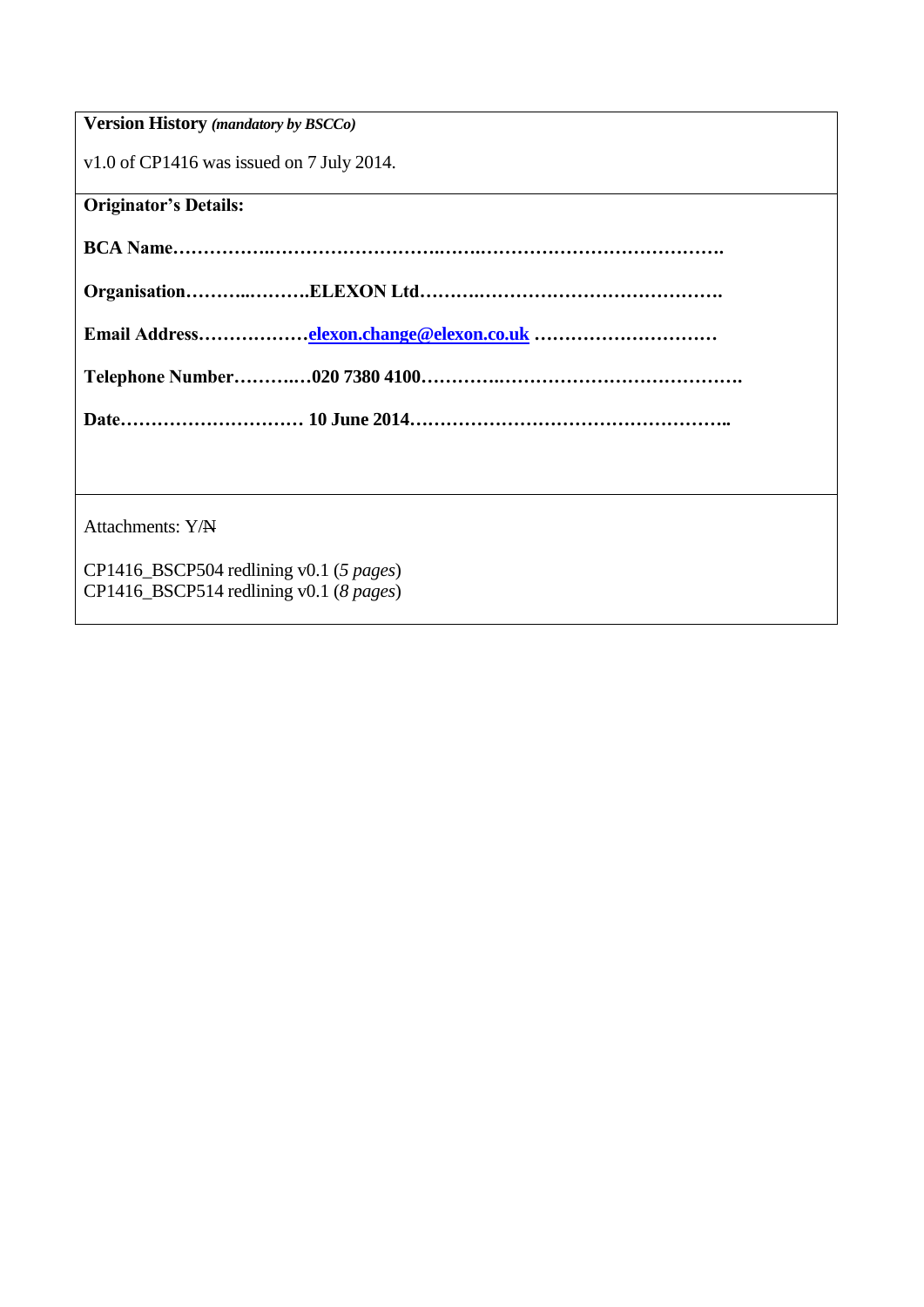**Version History** ***(mandatory by BSCCo)***

v1.0 of CP1416 was issued on 7 July 2014.

**Originator's Details:**

**BCA Name……………..……………………….…….………………………………….**

**Organisation………..……….ELEXON Ltd……….………………………………….**

**Email Address………………[elexon.change@elexon.co.uk](mailto:elexon.change@elexon.co.uk) ………………………….**

**Telephone Number……….…020 7380 4100…………..………………………………….**

**Date………………………… 10 June 2014……………………………………………..**

Attachments: Y/~~N~~

CP1416_BSCP504 redlining v0.1 (*5 pages*)
CP1416_BSCP514 redlining v0.1 (*8 pages*)